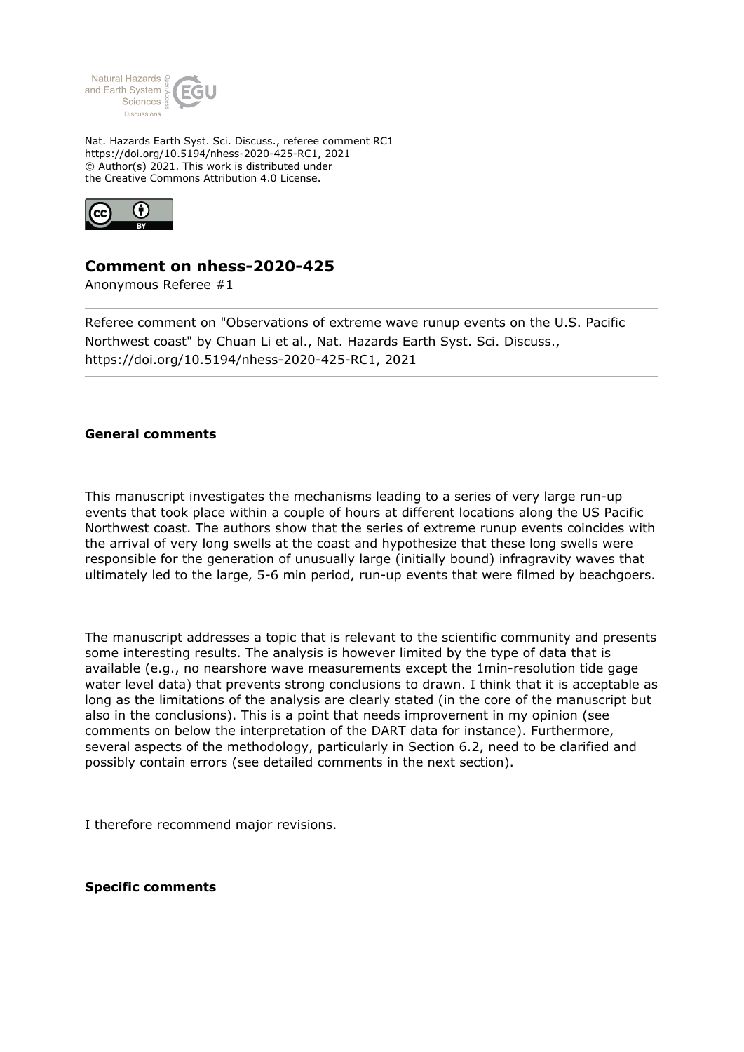Nat. Hazards Earth Syst. Sci. Discuss., referee comment RC1
https://doi.org/10.5194/nhess-2020-425-RC1, 2021
© Author(s) 2021. This work is distributed under
the Creative Commons Attribution 4.0 License.

# Comment on nhess-2020-425

Anonymous Referee #1

Referee comment on "Observations of extreme wave runup events on the U.S. Pacific Northwest coast" by Chuan Li et al., Nat. Hazards Earth Syst. Sci. Discuss., https://doi.org/10.5194/nhess-2020-425-RC1, 2021

## General comments

This manuscript investigates the mechanisms leading to a series of very large run-up events that took place within a couple of hours at different locations along the US Pacific Northwest coast. The authors show that the series of extreme runup events coincides with the arrival of very long swells at the coast and hypothesize that these long swells were responsible for the generation of unusually large (initially bound) infragravity waves that ultimately led to the large, 5-6 min period, run-up events that were filmed by beachgoers.

The manuscript addresses a topic that is relevant to the scientific community and presents some interesting results. The analysis is however limited by the type of data that is available (e.g., no nearshore wave measurements except the 1min-resolution tide gage water level data) that prevents strong conclusions to drawn. I think that it is acceptable as long as the limitations of the analysis are clearly stated (in the core of the manuscript but also in the conclusions). This is a point that needs improvement in my opinion (see comments on below the interpretation of the DART data for instance). Furthermore, several aspects of the methodology, particularly in Section 6.2, need to be clarified and possibly contain errors (see detailed comments in the next section).

I therefore recommend major revisions.

## Specific comments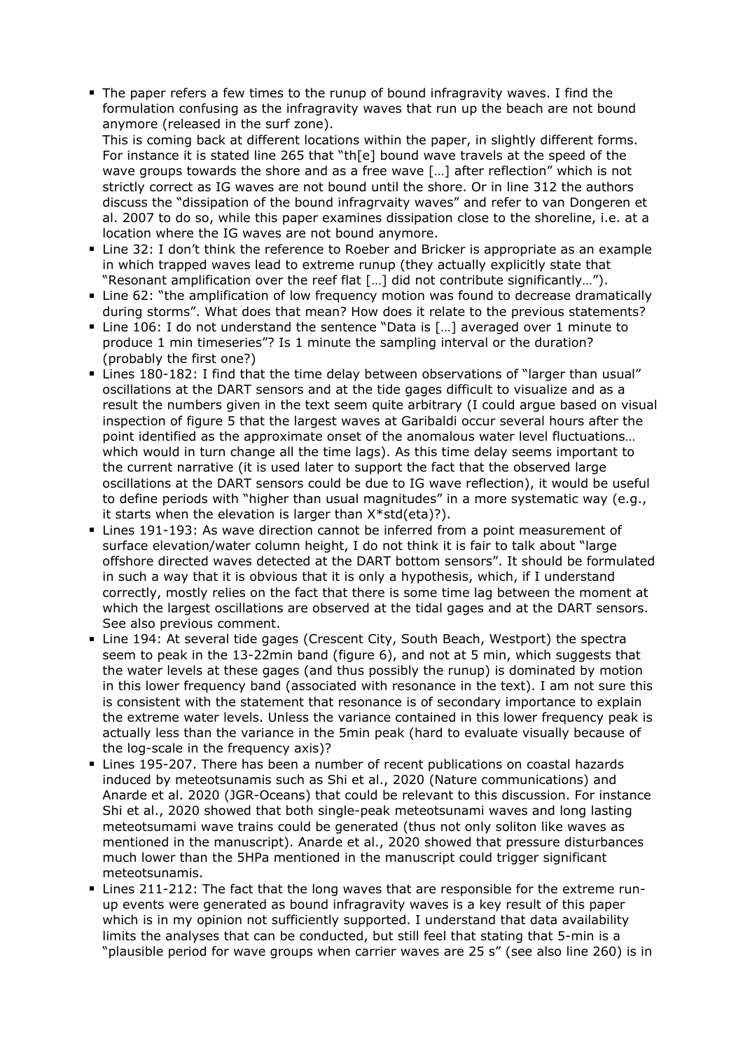- The paper refers a few times to the runup of bound infragravity waves. I find the formulation confusing as the infragravity waves that run up the beach are not bound anymore (released in the surf zone).
  This is coming back at different locations within the paper, in slightly different forms. For instance it is stated line 265 that "th[e] bound wave travels at the speed of the wave groups towards the shore and as a free wave […] after reflection" which is not strictly correct as IG waves are not bound until the shore. Or in line 312 the authors discuss the "dissipation of the bound infragrvaity waves" and refer to van Dongeren et al. 2007 to do so, while this paper examines dissipation close to the shoreline, i.e. at a location where the IG waves are not bound anymore.
- Line 32: I don't think the reference to Roeber and Bricker is appropriate as an example in which trapped waves lead to extreme runup (they actually explicitly state that "Resonant amplification over the reef flat […] did not contribute significantly…").
- Line 62: "the amplification of low frequency motion was found to decrease dramatically during storms". What does that mean? How does it relate to the previous statements?
- Line 106: I do not understand the sentence "Data is […] averaged over 1 minute to produce 1 min timeseries"? Is 1 minute the sampling interval or the duration? (probably the first one?)
- Lines 180-182: I find that the time delay between observations of "larger than usual" oscillations at the DART sensors and at the tide gages difficult to visualize and as a result the numbers given in the text seem quite arbitrary (I could argue based on visual inspection of figure 5 that the largest waves at Garibaldi occur several hours after the point identified as the approximate onset of the anomalous water level fluctuations… which would in turn change all the time lags). As this time delay seems important to the current narrative (it is used later to support the fact that the observed large oscillations at the DART sensors could be due to IG wave reflection), it would be useful to define periods with "higher than usual magnitudes" in a more systematic way (e.g., it starts when the elevation is larger than X*std(eta)?).
- Lines 191-193: As wave direction cannot be inferred from a point measurement of surface elevation/water column height, I do not think it is fair to talk about "large offshore directed waves detected at the DART bottom sensors". It should be formulated in such a way that it is obvious that it is only a hypothesis, which, if I understand correctly, mostly relies on the fact that there is some time lag between the moment at which the largest oscillations are observed at the tidal gages and at the DART sensors. See also previous comment.
- Line 194: At several tide gages (Crescent City, South Beach, Westport) the spectra seem to peak in the 13-22min band (figure 6), and not at 5 min, which suggests that the water levels at these gages (and thus possibly the runup) is dominated by motion in this lower frequency band (associated with resonance in the text). I am not sure this is consistent with the statement that resonance is of secondary importance to explain the extreme water levels. Unless the variance contained in this lower frequency peak is actually less than the variance in the 5min peak (hard to evaluate visually because of the log-scale in the frequency axis)?
- Lines 195-207. There has been a number of recent publications on coastal hazards induced by meteotsunamis such as Shi et al., 2020 (Nature communications) and Anarde et al. 2020 (JGR-Oceans) that could be relevant to this discussion. For instance Shi et al., 2020 showed that both single-peak meteotsunami waves and long lasting meteotsumami wave trains could be generated (thus not only soliton like waves as mentioned in the manuscript). Anarde et al., 2020 showed that pressure disturbances much lower than the 5HPa mentioned in the manuscript could trigger significant meteotsunamis.
- Lines 211-212: The fact that the long waves that are responsible for the extreme run-up events were generated as bound infragravity waves is a key result of this paper which is in my opinion not sufficiently supported. I understand that data availability limits the analyses that can be conducted, but still feel that stating that 5-min is a "plausible period for wave groups when carrier waves are 25 s" (see also line 260) is in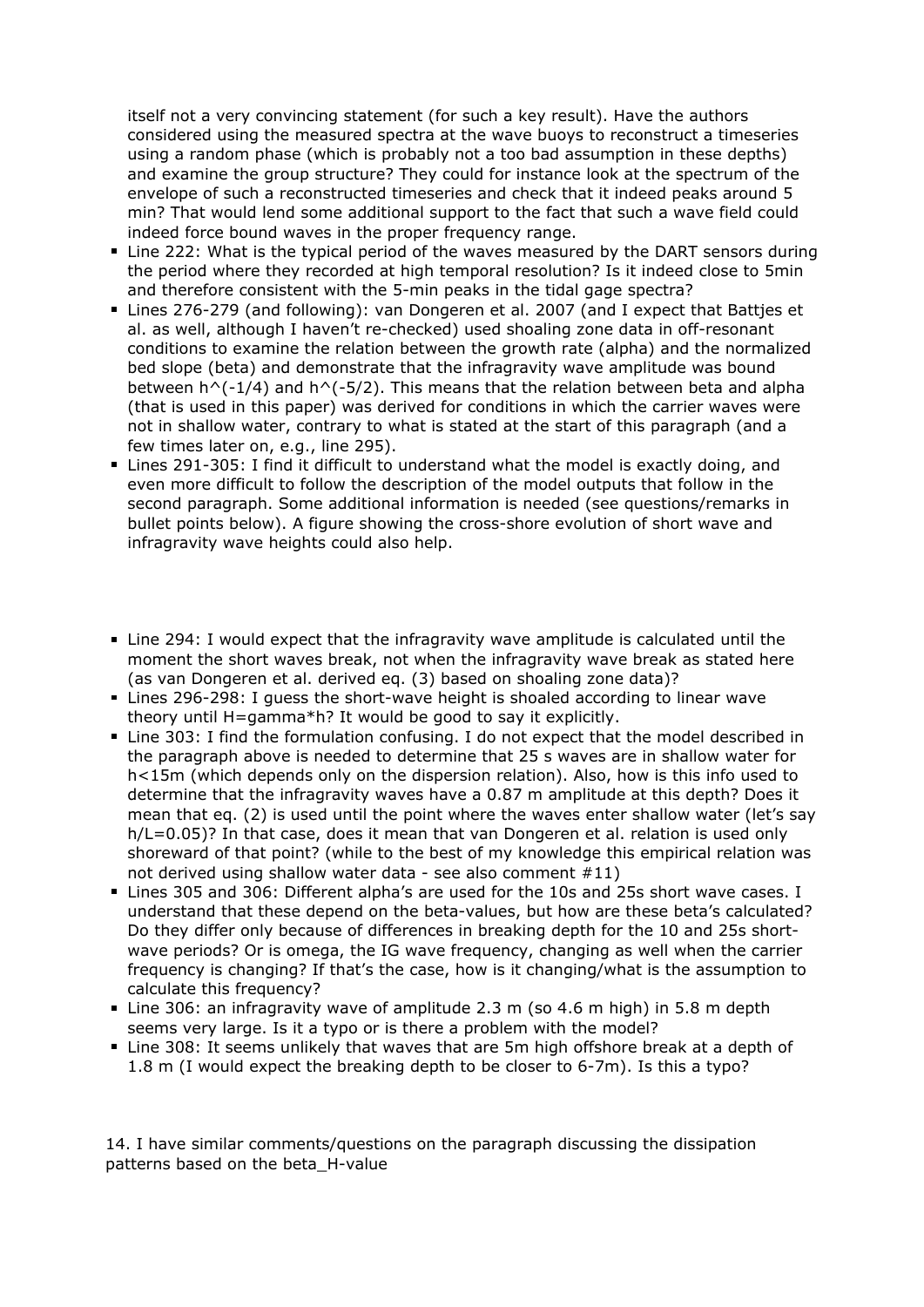itself not a very convincing statement (for such a key result). Have the authors considered using the measured spectra at the wave buoys to reconstruct a timeseries using a random phase (which is probably not a too bad assumption in these depths) and examine the group structure? They could for instance look at the spectrum of the envelope of such a reconstructed timeseries and check that it indeed peaks around 5 min? That would lend some additional support to the fact that such a wave field could indeed force bound waves in the proper frequency range.

- Line 222: What is the typical period of the waves measured by the DART sensors during the period where they recorded at high temporal resolution? Is it indeed close to 5min and therefore consistent with the 5-min peaks in the tidal gage spectra?
- Lines 276-279 (and following): van Dongeren et al. 2007 (and I expect that Battjes et al. as well, although I haven't re-checked) used shoaling zone data in off-resonant conditions to examine the relation between the growth rate (alpha) and the normalized bed slope (beta) and demonstrate that the infragravity wave amplitude was bound between $h^{-1/4}$ and $h^{-5/2}$. This means that the relation between beta and alpha (that is used in this paper) was derived for conditions in which the carrier waves were not in shallow water, contrary to what is stated at the start of this paragraph (and a few times later on, e.g., line 295).
- Lines 291-305: I find it difficult to understand what the model is exactly doing, and even more difficult to follow the description of the model outputs that follow in the second paragraph. Some additional information is needed (see questions/remarks in bullet points below). A figure showing the cross-shore evolution of short wave and infragravity wave heights could also help.

- Line 294: I would expect that the infragravity wave amplitude is calculated until the moment the short waves break, not when the infragravity wave break as stated here (as van Dongeren et al. derived eq. (3) based on shoaling zone data)?
- Lines 296-298: I guess the short-wave height is shoaled according to linear wave theory until H=gamma*h? It would be good to say it explicitly.
- Line 303: I find the formulation confusing. I do not expect that the model described in the paragraph above is needed to determine that 25 s waves are in shallow water for h<15m (which depends only on the dispersion relation). Also, how is this info used to determine that the infragravity waves have a 0.87 m amplitude at this depth? Does it mean that eq. (2) is used until the point where the waves enter shallow water (let's say h/L=0.05)? In that case, does it mean that van Dongeren et al. relation is used only shoreward of that point? (while to the best of my knowledge this empirical relation was not derived using shallow water data - see also comment #11)
- Lines 305 and 306: Different alpha's are used for the 10s and 25s short wave cases. I understand that these depend on the beta-values, but how are these beta's calculated? Do they differ only because of differences in breaking depth for the 10 and 25s short-wave periods? Or is omega, the IG wave frequency, changing as well when the carrier frequency is changing? If that's the case, how is it changing/what is the assumption to calculate this frequency?
- Line 306: an infragravity wave of amplitude 2.3 m (so 4.6 m high) in 5.8 m depth seems very large. Is it a typo or is there a problem with the model?
- Line 308: It seems unlikely that waves that are 5m high offshore break at a depth of 1.8 m (I would expect the breaking depth to be closer to 6-7m). Is this a typo?

14. I have similar comments/questions on the paragraph discussing the dissipation patterns based on the beta_H-value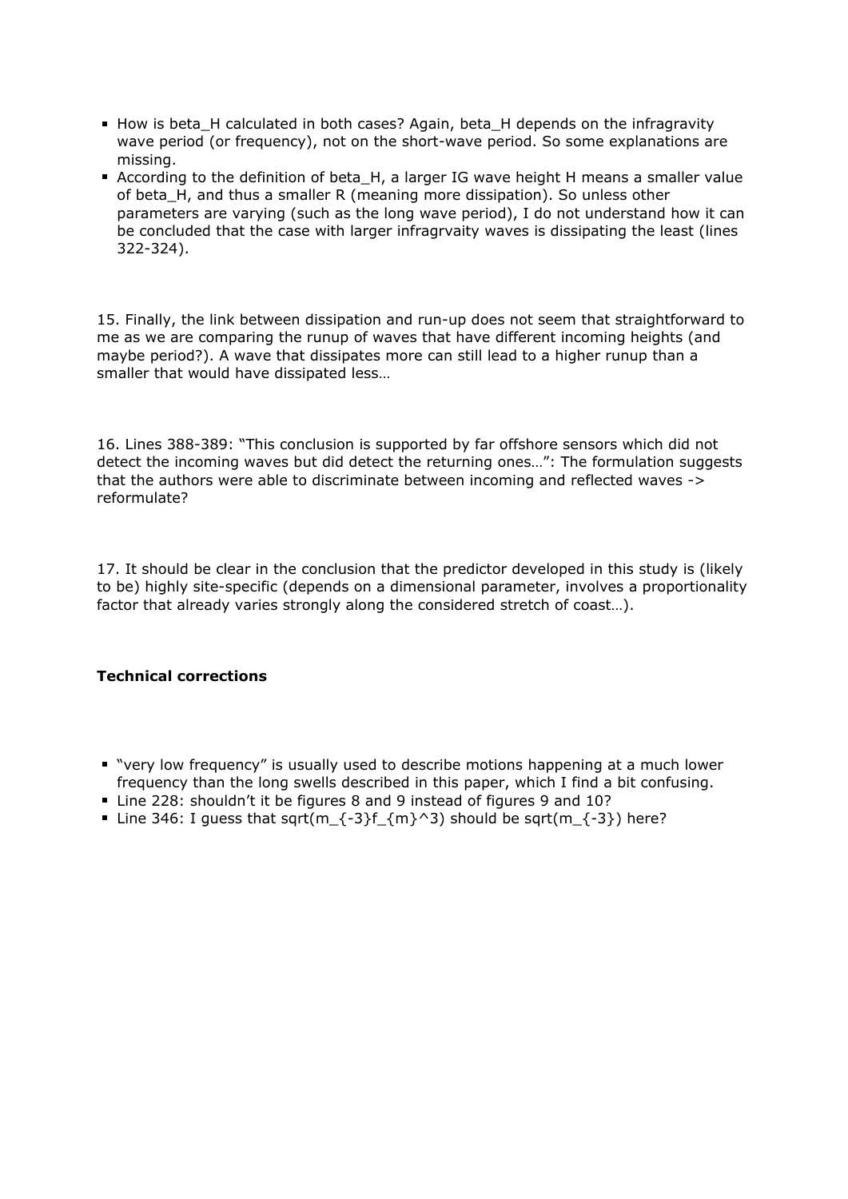- How is $\beta_H$ calculated in both cases? Again, $\beta_H$ depends on the infragravity wave period (or frequency), not on the short-wave period. So some explanations are missing.
- According to the definition of $\beta_H$, a larger IG wave height H means a smaller value of $\beta_H$, and thus a smaller R (meaning more dissipation). So unless other parameters are varying (such as the long wave period), I do not understand how it can be concluded that the case with larger infragrvaity waves is dissipating the least (lines 322-324).

15. Finally, the link between dissipation and run-up does not seem that straightforward to me as we are comparing the runup of waves that have different incoming heights (and maybe period?). A wave that dissipates more can still lead to a higher runup than a smaller that would have dissipated less…

16. Lines 388-389: "This conclusion is supported by far offshore sensors which did not detect the incoming waves but did detect the returning ones…": The formulation suggests that the authors were able to discriminate between incoming and reflected waves -> reformulate?

17. It should be clear in the conclusion that the predictor developed in this study is (likely to be) highly site-specific (depends on a dimensional parameter, involves a proportionality factor that already varies strongly along the considered stretch of coast…).

**Technical corrections**

- "very low frequency" is usually used to describe motions happening at a much lower frequency than the long swells described in this paper, which I find a bit confusing.
- Line 228: shouldn't it be figures 8 and 9 instead of figures 9 and 10?
- Line 346: I guess that $\sqrt{m_{-3} f_{m}^3}$ should be $\sqrt{m_{-3}}$ here?